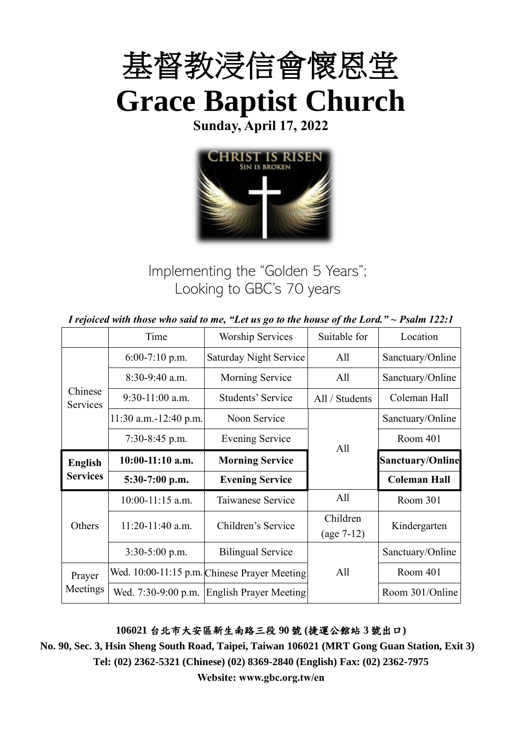# 基督教浸信會懷恩堂

# Grace Baptist Church

**Sunday, April 17, 2022**

Implementing the "Golden 5 Years";
Looking to GBC's 70 years

***I rejoiced with those who said to me, "Let us go to the house of the Lord." ~ Psalm 122:1***

| | Time | Worship Services | Suitable for | Location |
|---|---|---|---|---|
| Chinese Services | 6:00-7:10 p.m. | Saturday Night Service | All | Sanctuary/Online |
| | 8:30-9:40 a.m. | Morning Service | All | Sanctuary/Online |
| | 9:30-11:00 a.m. | Students' Service | All / Students | Coleman Hall |
| | 11:30 a.m.-12:40 p.m. | Noon Service | All | Sanctuary/Online |
| | 7:30-8:45 p.m. | Evening Service | All | Room 401 |
| **English Services** | **10:00-11:10 a.m.** | **Morning Service** | All | **Sanctuary/Online** |
| | **5:30-7:00 p.m.** | **Evening Service** | All | **Coleman Hall** |
| Others | 10:00-11:15 a.m. | Taiwanese Service | All | Room 301 |
| | 11:20-11:40 a.m. | Children's Service | Children (age 7-12) | Kindergarten |
| | 3:30-5:00 p.m. | Bilingual Service | All | Sanctuary/Online |
| Prayer Meetings | Wed. 10:00-11:15 p.m. | Chinese Prayer Meeting | All | Room 401 |
| | Wed. 7:30-9:00 p.m. | English Prayer Meeting | All | Room 301/Online |

**106021 台北市大安區新生南路三段 90 號 (捷運公館站 3 號出口)**

**No. 90, Sec. 3, Hsin Sheng South Road, Taipei, Taiwan 106021 (MRT Gong Guan Station, Exit 3)**

**Tel: (02) 2362-5321 (Chinese) (02) 8369-2840 (English) Fax: (02) 2362-7975**

**Website: www.gbc.org.tw/en**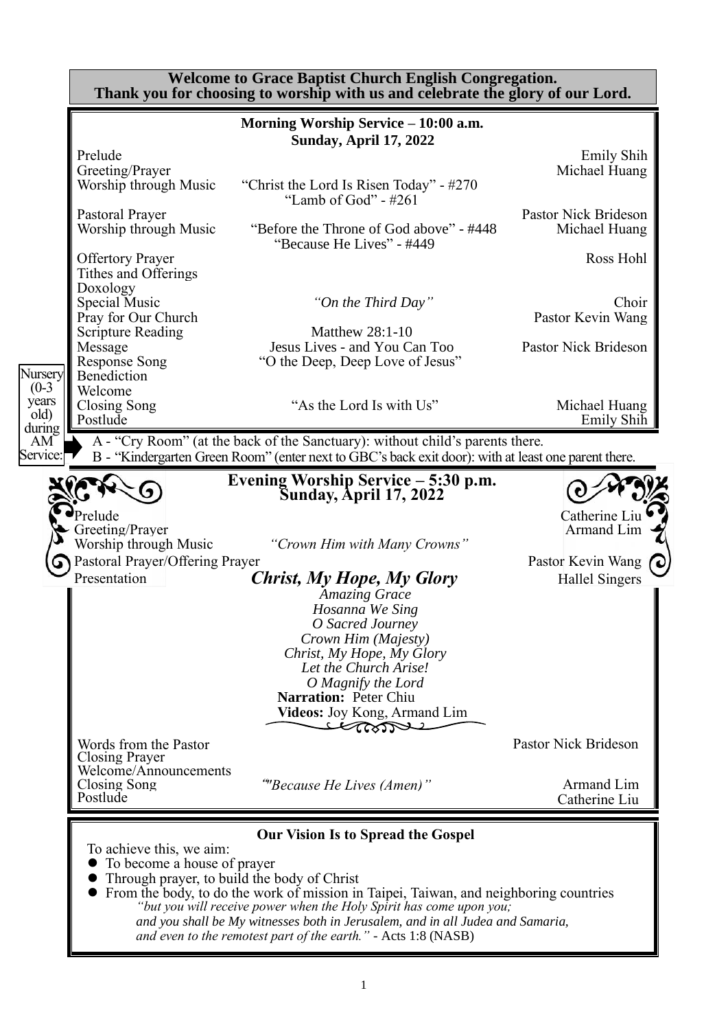**Welcome to Grace Baptist Church English Congregation.**
**Thank you for choosing to worship with us and celebrate the glory of our Lord.**

## Morning Worship Service – 10:00 a.m.
**Sunday, April 17, 2022**

| | | |
|---|---|---|
| Prelude | | Emily Shih |
| Greeting/Prayer | | Michael Huang |
| Worship through Music | "Christ the Lord Is Risen Today" - #270<br>"Lamb of God" - #261 | |
| Pastoral Prayer | | Pastor Nick Brideson |
| Worship through Music | "Before the Throne of God above" - #448<br>"Because He Lives" - #449 | Michael Huang |
| Offertory Prayer | | Ross Hohl |
| Tithes and Offerings | | |
| Doxology | | |
| Special Music | *"On the Third Day"* | Choir |
| Pray for Our Church | | Pastor Kevin Wang |
| Scripture Reading | Matthew 28:1-10 | |
| Message | Jesus Lives - and You Can Too | Pastor Nick Brideson |
| Response Song | "O the Deep, Deep Love of Jesus" | |
| Benediction | | |
| Welcome | | |
| Closing Song | "As the Lord Is with Us" | Michael Huang |
| Postlude | | Emily Shih |

Nursery (0-3 years old) during AM Service:
A - "Cry Room" (at the back of the Sanctuary): without child's parents there.
B - "Kindergarten Green Room" (enter next to GBC's back exit door): with at least one parent there.

## Evening Worship Service – 5:30 p.m.
**Sunday, April 17, 2022**

| | | |
|---|---|---|
| Prelude | | Catherine Liu |
| Greeting/Prayer | | Armand Lim |
| Worship through Music | *"Crown Him with Many Crowns"* | |
| Pastoral Prayer/Offering Prayer | | Pastor Kevin Wang |
| Presentation | ***Christ, My Hope, My Glory*** | Hallel Singers |

*Amazing Grace*
*Hosanna We Sing*
*O Sacred Journey*
*Crown Him (Majesty)*
*Christ, My Hope, My Glory*
*Let the Church Arise!*
*O Magnify the Lord*
**Narration:** Peter Chiu
**Videos:** Joy Kong, Armand Lim

| | | |
|---|---|---|
| Words from the Pastor | | Pastor Nick Brideson |
| Closing Prayer | | |
| Welcome/Announcements | | |
| Closing Song | *""Because He Lives (Amen)"* | Armand Lim |
| Postlude | | Catherine Liu |

## Our Vision Is to Spread the Gospel

To achieve this, we aim:

- To become a house of prayer
- Through prayer, to build the body of Christ
- From the body, to do the work of mission in Taipei, Taiwan, and neighboring countries

*"but you will receive power when the Holy Spirit has come upon you; and you shall be My witnesses both in Jerusalem, and in all Judea and Samaria, and even to the remotest part of the earth."* - Acts 1:8 (NASB)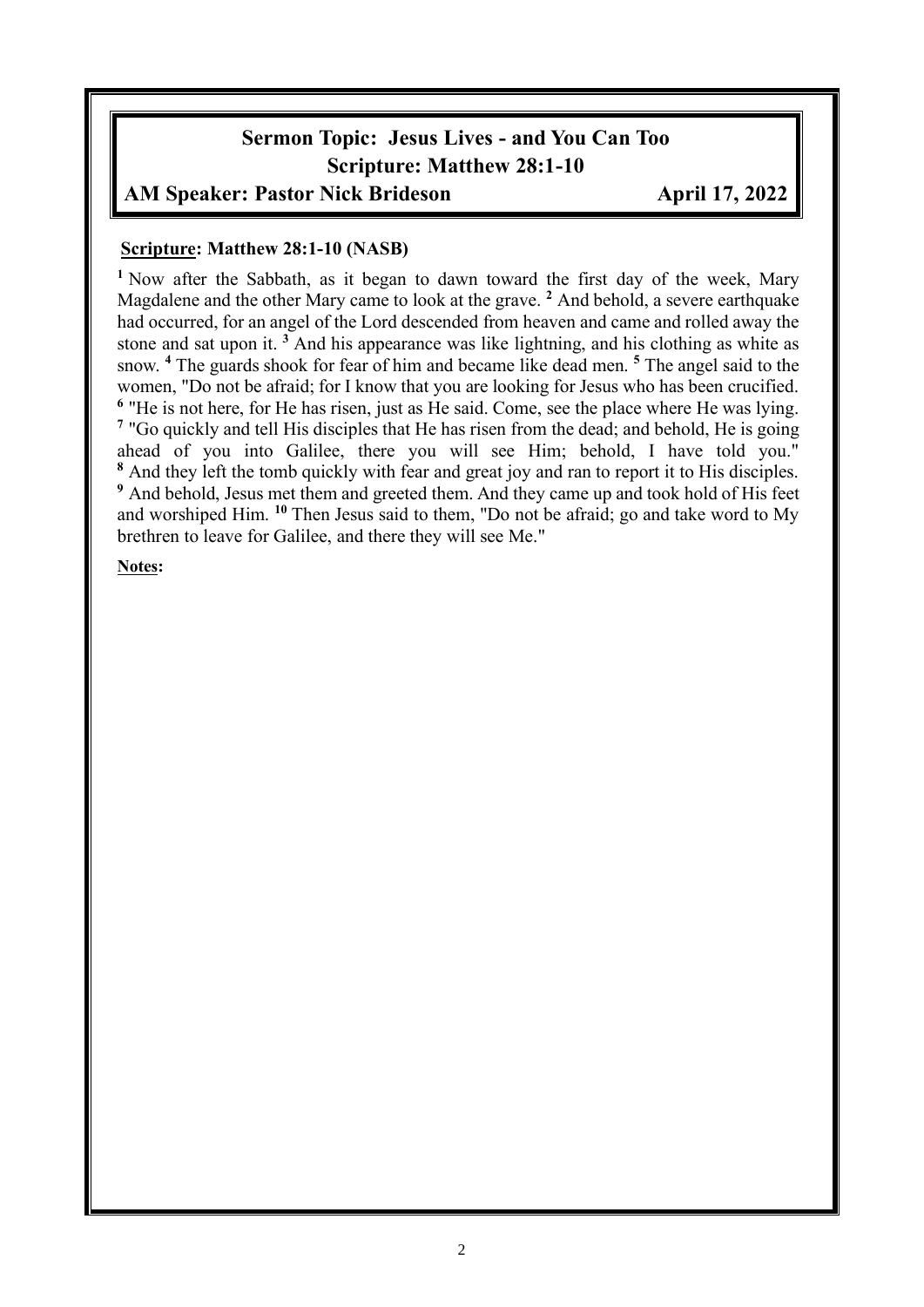## Sermon Topic: Jesus Lives - and You Can Too

## Scripture: Matthew 28:1-10

**AM Speaker: Pastor Nick Brideson** **April 17, 2022**

**Scripture: Matthew 28:1-10 (NASB)**

[1] Now after the Sabbath, as it began to dawn toward the first day of the week, Mary Magdalene and the other Mary came to look at the grave. [2] And behold, a severe earthquake had occurred, for an angel of the Lord descended from heaven and came and rolled away the stone and sat upon it. [3] And his appearance was like lightning, and his clothing as white as snow. [4] The guards shook for fear of him and became like dead men. [5] The angel said to the women, "Do not be afraid; for I know that you are looking for Jesus who has been crucified. [6] "He is not here, for He has risen, just as He said. Come, see the place where He was lying. [7] "Go quickly and tell His disciples that He has risen from the dead; and behold, He is going ahead of you into Galilee, there you will see Him; behold, I have told you." [8] And they left the tomb quickly with fear and great joy and ran to report it to His disciples. [9] And behold, Jesus met them and greeted them. And they came up and took hold of His feet and worshiped Him. [10] Then Jesus said to them, "Do not be afraid; go and take word to My brethren to leave for Galilee, and there they will see Me."

**Notes:**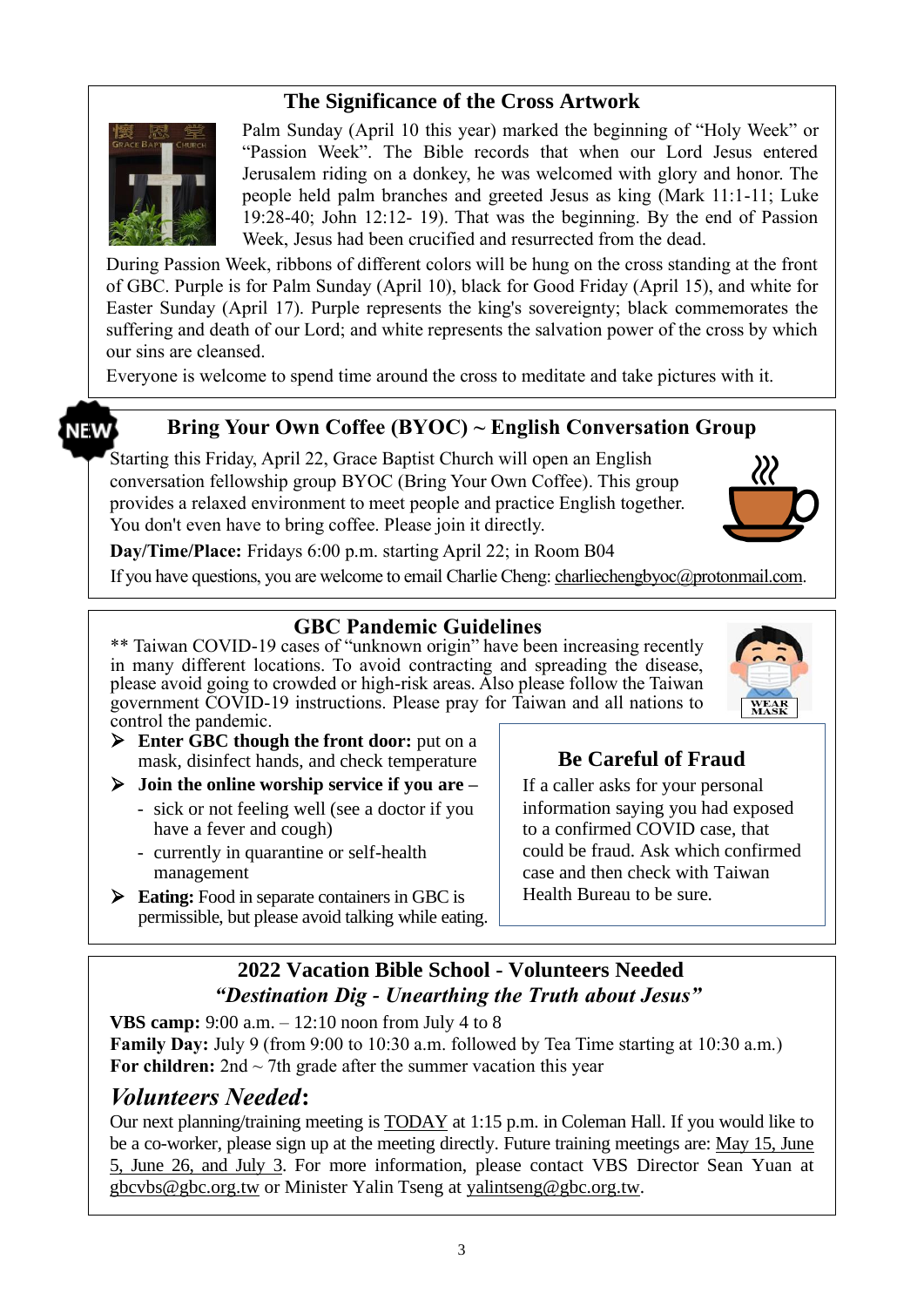## The Significance of the Cross Artwork

Palm Sunday (April 10 this year) marked the beginning of "Holy Week" or "Passion Week". The Bible records that when our Lord Jesus entered Jerusalem riding on a donkey, he was welcomed with glory and honor. The people held palm branches and greeted Jesus as king (Mark 11:1-11; Luke 19:28-40; John 12:12- 19). That was the beginning. By the end of Passion Week, Jesus had been crucified and resurrected from the dead.

During Passion Week, ribbons of different colors will be hung on the cross standing at the front of GBC. Purple is for Palm Sunday (April 10), black for Good Friday (April 15), and white for Easter Sunday (April 17). Purple represents the king's sovereignty; black commemorates the suffering and death of our Lord; and white represents the salvation power of the cross by which our sins are cleansed.

Everyone is welcome to spend time around the cross to meditate and take pictures with it.

## NEW Bring Your Own Coffee (BYOC) ~ English Conversation Group

Starting this Friday, April 22, Grace Baptist Church will open an English conversation fellowship group BYOC (Bring Your Own Coffee). This group provides a relaxed environment to meet people and practice English together. You don't even have to bring coffee. Please join it directly.

**Day/Time/Place:** Fridays 6:00 p.m. starting April 22; in Room B04

If you have questions, you are welcome to email Charlie Cheng: charliechengbyoc@protonmail.com.

## GBC Pandemic Guidelines

** Taiwan COVID-19 cases of "unknown origin" have been increasing recently in many different locations. To avoid contracting and spreading the disease, please avoid going to crowded or high-risk areas. Also please follow the Taiwan government COVID-19 instructions. Please pray for Taiwan and all nations to control the pandemic.

- **Enter GBC though the front door:** put on a mask, disinfect hands, and check temperature
- **Join the online worship service if you are –**
  - sick or not feeling well (see a doctor if you have a fever and cough)
  - currently in quarantine or self-health management
- **Eating:** Food in separate containers in GBC is permissible, but please avoid talking while eating.

### Be Careful of Fraud

If a caller asks for your personal information saying you had exposed to a confirmed COVID case, that could be fraud. Ask which confirmed case and then check with Taiwan Health Bureau to be sure.

## 2022 Vacation Bible School - Volunteers Needed

***"Destination Dig - Unearthing the Truth about Jesus"***

**VBS camp:** 9:00 a.m. – 12:10 noon from July 4 to 8
**Family Day:** July 9 (from 9:00 to 10:30 a.m. followed by Tea Time starting at 10:30 a.m.)
**For children:** 2nd ~ 7th grade after the summer vacation this year

### *Volunteers Needed*:

Our next planning/training meeting is TODAY at 1:15 p.m. in Coleman Hall. If you would like to be a co-worker, please sign up at the meeting directly. Future training meetings are: May 15, June 5, June 26, and July 3. For more information, please contact VBS Director Sean Yuan at gbcvbs@gbc.org.tw or Minister Yalin Tseng at yalintseng@gbc.org.tw.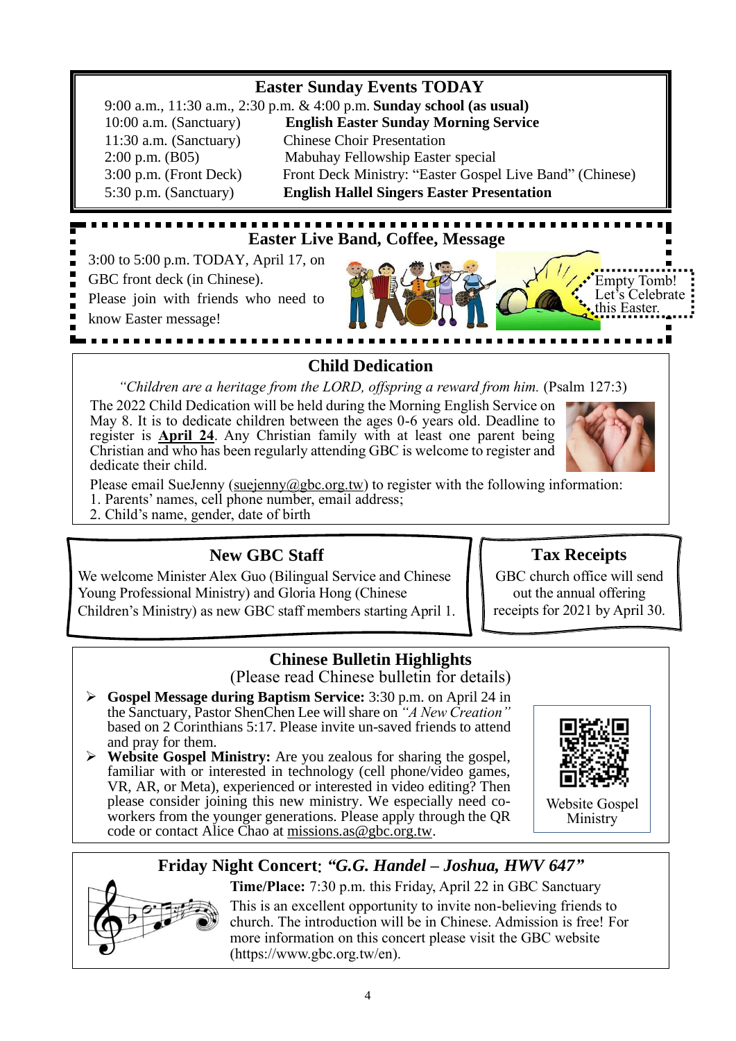## Easter Sunday Events TODAY

9:00 a.m., 11:30 a.m., 2:30 p.m. & 4:00 p.m. **Sunday school (as usual)**

| | |
|---|---|
| 10:00 a.m. (Sanctuary) | **English Easter Sunday Morning Service** |
| 11:30 a.m. (Sanctuary) | Chinese Choir Presentation |
| 2:00 p.m. (B05) | Mabuhay Fellowship Easter special |
| 3:00 p.m. (Front Deck) | Front Deck Ministry: "Easter Gospel Live Band" (Chinese) |
| 5:30 p.m. (Sanctuary) | **English Hallel Singers Easter Presentation** |

## Easter Live Band, Coffee, Message

3:00 to 5:00 p.m. TODAY, April 17, on GBC front deck (in Chinese). Please join with friends who need to know Easter message!

Empty Tomb! Let's Celebrate this Easter.

## Child Dedication

*"Children are a heritage from the LORD, offspring a reward from him.* (Psalm 127:3)

The 2022 Child Dedication will be held during the Morning English Service on May 8. It is to dedicate children between the ages 0-6 years old. Deadline to register is **April 24**. Any Christian family with at least one parent being Christian and who has been regularly attending GBC is welcome to register and dedicate their child.

Please email SueJenny (suejenny@gbc.org.tw) to register with the following information:

1. Parents' names, cell phone number, email address;
2. Child's name, gender, date of birth

## New GBC Staff

We welcome Minister Alex Guo (Bilingual Service and Chinese Young Professional Ministry) and Gloria Hong (Chinese Children's Ministry) as new GBC staff members starting April 1.

## Tax Receipts

GBC church office will send out the annual offering receipts for 2021 by April 30.

## Chinese Bulletin Highlights

(Please read Chinese bulletin for details)

- **Gospel Message during Baptism Service:** 3:30 p.m. on April 24 in the Sanctuary, Pastor ShenChen Lee will share on *"A New Creation"* based on 2 Corinthians 5:17. Please invite un-saved friends to attend and pray for them.
- **Website Gospel Ministry:** Are you zealous for sharing the gospel, familiar with or interested in technology (cell phone/video games, VR, AR, or Meta), experienced or interested in video editing? Then please consider joining this new ministry. We especially need co-workers from the younger generations. Please apply through the QR code or contact Alice Chao at missions.as@gbc.org.tw.

Website Gospel Ministry

## Friday Night Concert: *"G.G. Handel – Joshua, HWV 647"*

**Time/Place:** 7:30 p.m. this Friday, April 22 in GBC Sanctuary

This is an excellent opportunity to invite non-believing friends to church. The introduction will be in Chinese. Admission is free! For more information on this concert please visit the GBC website (https://www.gbc.org.tw/en).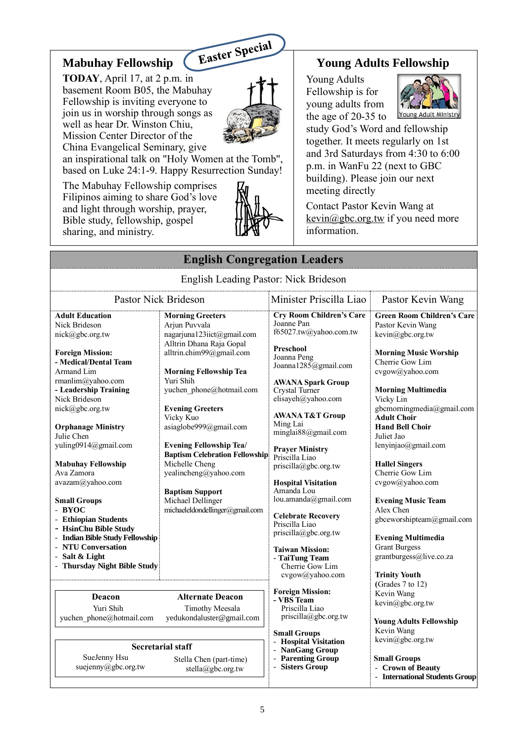## Mabuhay Fellowship

*Easter Special*

**TODAY**, April 17, at 2 p.m. in basement Room B05, the Mabuhay Fellowship is inviting everyone to join us in worship through songs as well as hear Dr. Winston Chiu, Mission Center Director of the China Evangelical Seminary, give an inspirational talk on "Holy Women at the Tomb", based on Luke 24:1-9. Happy Resurrection Sunday!

The Mabuhay Fellowship comprises Filipinos aiming to share God's love and light through worship, prayer, Bible study, fellowship, gospel sharing, and ministry.

## Young Adults Fellowship

Young Adult Ministry

Young Adults Fellowship is for young adults from the age of 20-35 to study God's Word and fellowship together. It meets regularly on 1st and 3rd Saturdays from 4:30 to 6:00 p.m. in WanFu 22 (next to GBC building). Please join our next meeting directly

Contact Pastor Kevin Wang at kevin@gbc.org.tw if you need more information.

## English Congregation Leaders

English Leading Pastor: Nick Brideson

### Pastor Nick Brideson

**Adult Education**
Nick Brideson
nick@gbc.org.tw

**Foreign Mission:**
**- Medical/Dental Team**
Armand Lim
rmanlim@yahoo.com
**- Leadership Training**
Nick Brideson
nick@gbc.org.tw

**Orphanage Ministry**
Julie Chen
yuling0914@gmail.com

**Mabuhay Fellowship**
Ava Zamora
avazam@yahoo.com

**Small Groups**
- **BYOC**
- **Ethiopian Students**
- **HsinChu Bible Study**
- **Indian Bible Study Fellowship**
- **NTU Conversation**
- **Salt & Light**
- **Thursday Night Bible Study**

**Morning Greeters**
Arjun Puvvala
nagarjuna123iict@gmail.com
Alltrin Dhana Raja Gopal
alltrin.chim99@gmail.com

**Morning Fellowship Tea**
Yuri Shih
yuchen_phone@hotmail.com

**Evening Greeters**
Vicky Kuo
asiaglobe999@gmail.com

**Evening Fellowship Tea/ Baptism Celebration Fellowship**
Michelle Cheng
yealincheng@yahoo.com

**Baptism Support**
Michael Dellinger
michaeleldondellinger@gmail.com

| Deacon | Alternate Deacon |
|---|---|
| Yuri Shih<br>yuchen_phone@hotmail.com | Timothy Meesala<br>yedukondaluster@gmail.com |

| Secretarial staff | |
|---|---|
| SueJenny Hsu<br>suejenny@gbc.org.tw | Stella Chen (part-time)<br>stella@gbc.org.tw |

### Minister Priscilla Liao

**Cry Room Children's Care**
Joanne Pan
f65027.tw@yahoo.com.tw

**Preschool**
Joanna Peng
Joanna1285@gmail.com

**AWANA Spark Group**
Crystal Turner
elisayeh@yahoo.com

**AWANA T&T Group**
Ming Lai
minglai88@gmail.com

**Prayer Ministry**
Priscilla Liao
priscilla@gbc.org.tw

**Hospital Visitation**
Amanda Lou
lou.amanda@gmail.com

**Celebrate Recovery**
Priscilla Liao
priscilla@gbc.org.tw

**Taiwan Mission:**
**- TaiTung Team**
Cherrie Gow Lim
cvgow@yahoo.com

**Foreign Mission:**
**- VBS Team**
Priscilla Liao
priscilla@gbc.org.tw

**Small Groups**
- **Hospital Visitation**
- **NanGang Group**
- **Parenting Group**
- **Sisters Group**

### Pastor Kevin Wang

**Green Room Children's Care**
Pastor Kevin Wang
kevin@gbc.org.tw

**Morning Music Worship**
Cherrie Gow Lim
cvgow@yahoo.com

**Morning Multimedia**
Vicky Lin
gbcmorningmedia@gmail.com

**Adult Choir**
**Hand Bell Choir**
Juliet Jao
lenyinjao@gmail.com

**Hallel Singers**
Cherrie Gow Lim
cvgow@yahoo.com

**Evening Music Team**
Alex Chen
gbceworshipteam@gmail.com

**Evening Multimedia**
Grant Burgess
grantburgess@live.co.za

**Trinity Youth**
(Grades 7 to 12)
Kevin Wang
kevin@gbc.org.tw

**Young Adults Fellowship**
Kevin Wang
kevin@gbc.org.tw

**Small Groups**
- **Crown of Beauty**
- **International Students Group**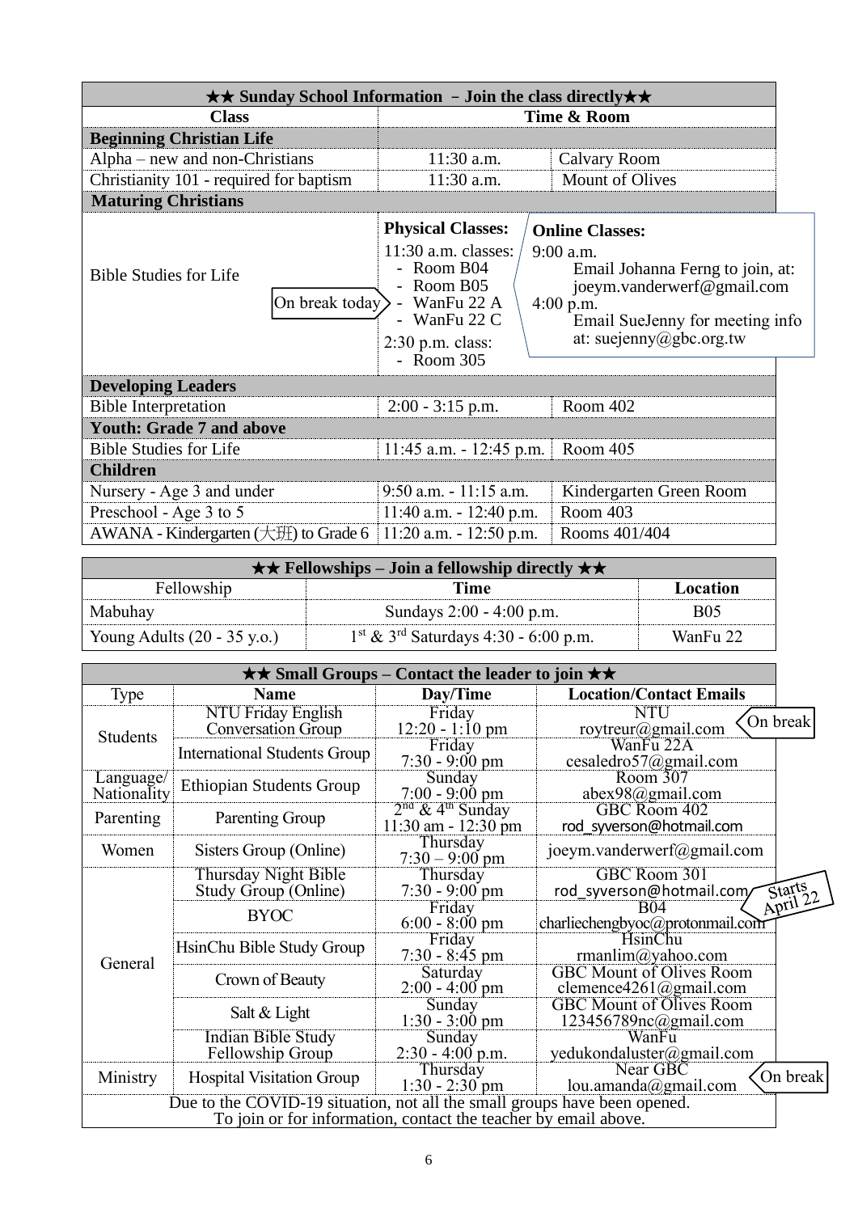| ★★ Sunday School Information – Join the class directly★★ | | |
|---|---|---|
| **Class** | **Time & Room** | |
| **Beginning Christian Life** | | |
| Alpha – new and non-Christians | 11:30 a.m. | Calvary Room |
| Christianity 101 - required for baptism | 11:30 a.m. | Mount of Olives |
| **Maturing Christians** | | |
| Bible Studies for Life (On break today: WanFu 22 A) | **Physical Classes:** 11:30 a.m. classes: - Room B04 - Room B05 - WanFu 22 A - WanFu 22 C; 2:30 p.m. class: - Room 305 | **Online Classes:** 9:00 a.m. Email Johanna Ferng to join, at: joeym.vanderwerf@gmail.com; 4:00 p.m. Email SueJenny for meeting info at: suejenny@gbc.org.tw |
| **Developing Leaders** | | |
| Bible Interpretation | 2:00 - 3:15 p.m. | Room 402 |
| **Youth: Grade 7 and above** | | |
| Bible Studies for Life | 11:45 a.m. - 12:45 p.m. | Room 405 |
| **Children** | | |
| Nursery - Age 3 and under | 9:50 a.m. - 11:15 a.m. | Kindergarten Green Room |
| Preschool - Age 3 to 5 | 11:40 a.m. - 12:40 p.m. | Room 403 |
| AWANA - Kindergarten (大班) to Grade 6 | 11:20 a.m. - 12:50 p.m. | Rooms 401/404 |

| ★★ Fellowships – Join a fellowship directly ★★ | | |
|---|---|---|
| Fellowship | **Time** | **Location** |
| Mabuhay | Sundays 2:00 - 4:00 p.m. | B05 |
| Young Adults (20 - 35 y.o.) | 1st & 3rd Saturdays 4:30 - 6:00 p.m. | WanFu 22 |

| ★★ Small Groups – Contact the leader to join ★★ | | | |
|---|---|---|---|
| Type | **Name** | **Day/Time** | **Location/Contact Emails** |
| Students | NTU Friday English Conversation Group | Friday 12:20 - 1:10 pm | NTU roytreur@gmail.com (On break) |
| | International Students Group | Friday 7:30 - 9:00 pm | WanFu 22A cesaledro57@gmail.com |
| Language/ Nationality | Ethiopian Students Group | Sunday 7:00 - 9:00 pm | Room 307 abex98@gmail.com |
| Parenting | Parenting Group | 2nd & 4th Sunday 11:30 am - 12:30 pm | GBC Room 402 rod_syverson@hotmail.com |
| Women | Sisters Group (Online) | Thursday 7:30 – 9:00 pm | joeym.vanderwerf@gmail.com |
| General | Thursday Night Bible Study Group (Online) | Thursday 7:30 - 9:00 pm | GBC Room 301 rod_syverson@hotmail.com (Starts April 22) |
| | BYOC | Friday 6:00 - 8:00 pm | B04 charliechengbyoc@protonmail.com |
| | HsinChu Bible Study Group | Friday 7:30 - 8:45 pm | HsinChu rmanlim@yahoo.com |
| | Crown of Beauty | Saturday 2:00 - 4:00 pm | GBC Mount of Olives Room clemence4261@gmail.com |
| | Salt & Light | Sunday 1:30 - 3:00 pm | GBC Mount of Olives Room 123456789nc@gmail.com |
| | Indian Bible Study Fellowship Group | Sunday 2:30 - 4:00 p.m. | WanFu yedukondaluster@gmail.com |
| Ministry | Hospital Visitation Group | Thursday 1:30 - 2:30 pm | Near GBC lou.amanda@gmail.com (On break) |

Due to the COVID-19 situation, not all the small groups have been opened.
To join or for information, contact the teacher by email above.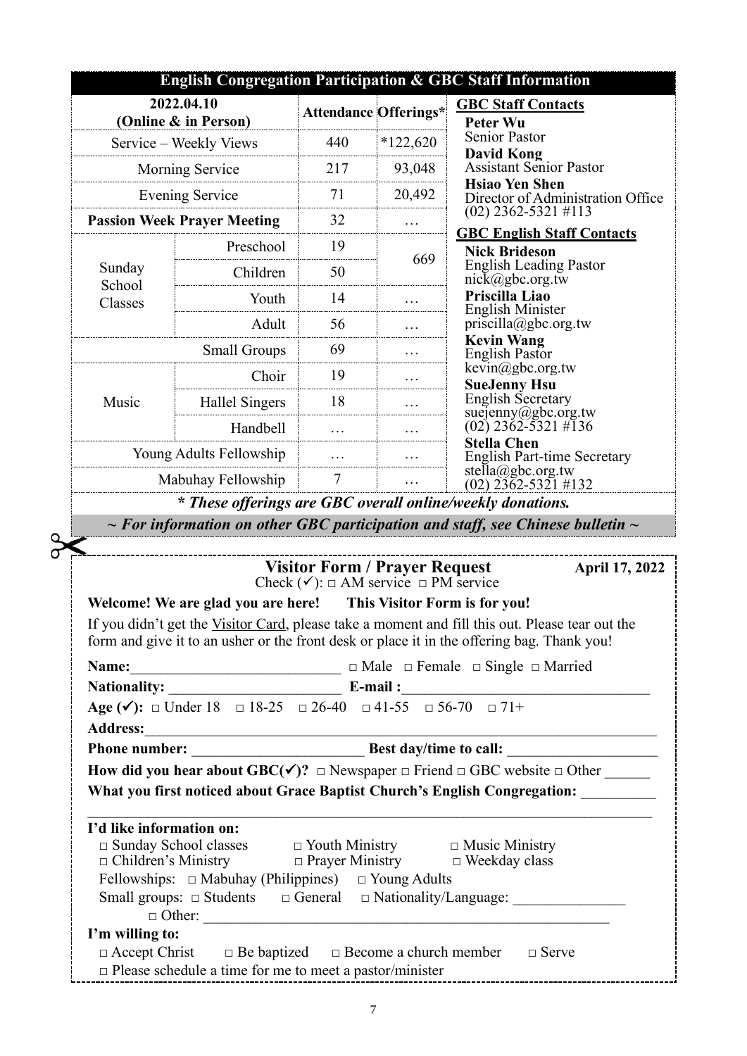## English Congregation Participation & GBC Staff Information

| 2022.04.10 (Online & in Person) | | Attendance | Offerings* |
|---|---|---|---|
| Service – Weekly Views | | 440 | *122,620 |
| Morning Service | | 217 | 93,048 |
| Evening Service | | 71 | 20,492 |
| **Passion Week Prayer Meeting** | | 32 | … |
| Sunday School Classes | Preschool | 19 | 669 |
| | Children | 50 | |
| | Youth | 14 | … |
| | Adult | 56 | … |
| Small Groups | | 69 | … |
| Music | Choir | 19 | … |
| | Hallel Singers | 18 | … |
| | Handbell | … | … |
| Young Adults Fellowship | | … | … |
| Mabuhay Fellowship | | 7 | … |

**GBC Staff Contacts**

**Peter Wu**
Senior Pastor

**David Kong**
Assistant Senior Pastor

**Hsiao Yen Shen**
Director of Administration Office
(02) 2362-5321 #113

**GBC English Staff Contacts**

**Nick Brideson**
English Leading Pastor
nick@gbc.org.tw

**Priscilla Liao**
English Minister
priscilla@gbc.org.tw

**Kevin Wang**
English Pastor
kevin@gbc.org.tw

**SueJenny Hsu**
English Secretary
suejenny@gbc.org.tw
(02) 2362-5321 #136

**Stella Chen**
English Part-time Secretary
stella@gbc.org.tw
(02) 2362-5321 #132

***These offerings are GBC overall online/weekly donations.***

***~ For information on other GBC participation and staff, see Chinese bulletin ~***

---

### Visitor Form / Prayer Request

**April 17, 2022**

Check (✓): □ AM service □ PM service

**Welcome! We are glad you are here! This Visitor Form is for you!**

If you didn't get the Visitor Card, please take a moment and fill this out. Please tear out the form and give it to an usher or the front desk or place it in the offering bag. Thank you!

**Name:**____________________________ □ Male □ Female □ Single □ Married

**Nationality:** _______________________ **E-mail :**________________________________

**Age (✓):** □ Under 18 □ 18-25 □ 26-40 □ 41-55 □ 56-70 □ 71+

**Address:**_________________________________________________________________

**Phone number:** _______________________ **Best day/time to call:** ___________________

**How did you hear about GBC(✓)?** □ Newspaper □ Friend □ GBC website □ Other ______

**What you first noticed about Grace Baptist Church's English Congregation:** __________

_____________________________________________________________________________

**I'd like information on:**

□ Sunday School classes □ Youth Ministry □ Music Ministry
□ Children's Ministry □ Prayer Ministry □ Weekday class
Fellowships: □ Mabuhay (Philippines) □ Young Adults
Small groups: □ Students □ General □ Nationality/Language: _______________
□ Other: ________________________________________________________

**I'm willing to:**

□ Accept Christ □ Be baptized □ Become a church member □ Serve
□ Please schedule a time for me to meet a pastor/minister